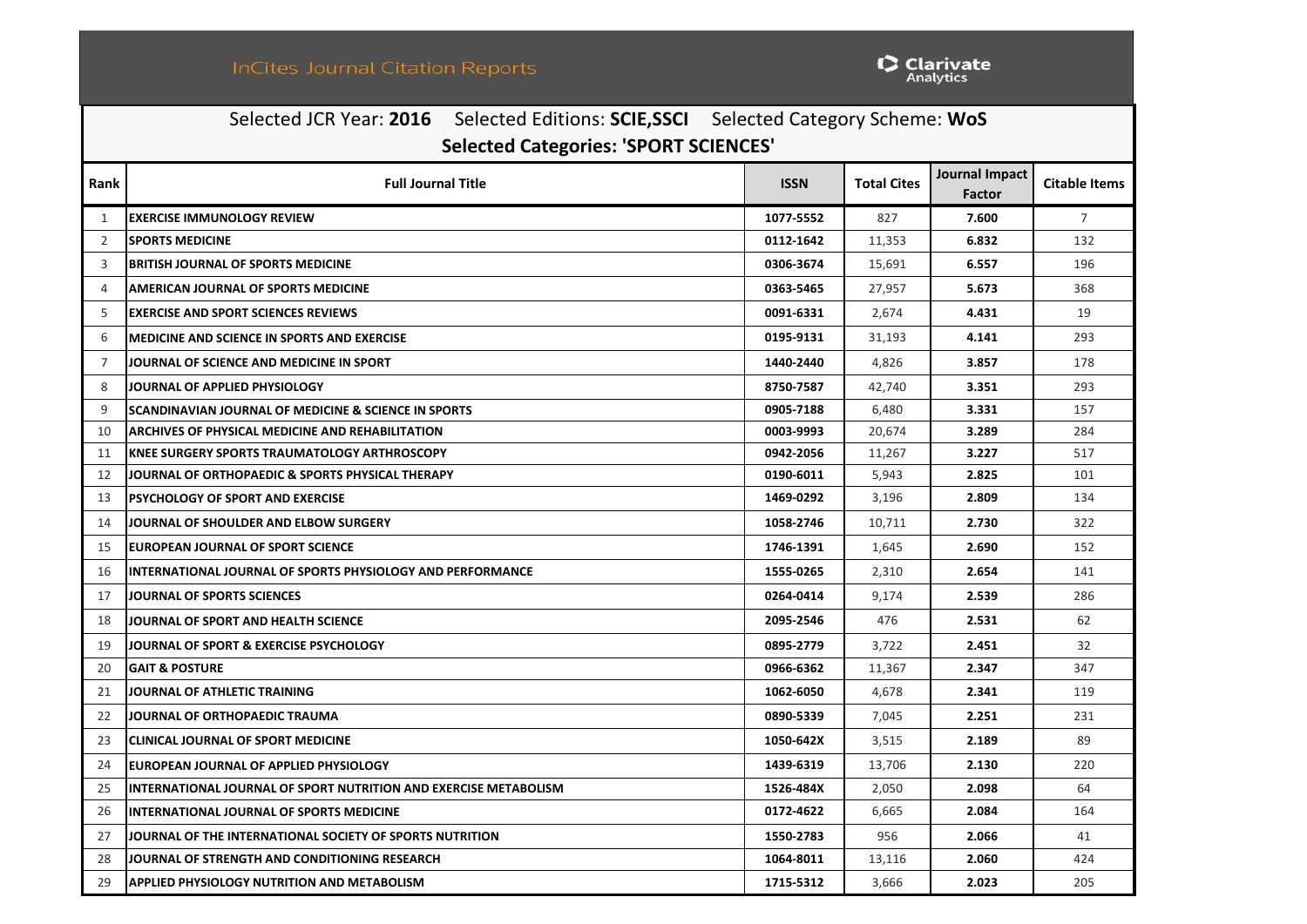InCites Journal Citation Reports

Clarivate Analytics

Selected JCR Year: **2016** Selected Editions: **SCIE,SSCI** Selected Category Scheme: **WoS**

**Selected Categories: 'SPORT SCIENCES'**

| Rank | Full Journal Title | ISSN | Total Cites | Journal Impact Factor | Citable Items |
|---|---|---|---|---|---|
| 1 | EXERCISE IMMUNOLOGY REVIEW | 1077-5552 | 827 | 7.600 | 7 |
| 2 | SPORTS MEDICINE | 0112-1642 | 11,353 | 6.832 | 132 |
| 3 | BRITISH JOURNAL OF SPORTS MEDICINE | 0306-3674 | 15,691 | 6.557 | 196 |
| 4 | AMERICAN JOURNAL OF SPORTS MEDICINE | 0363-5465 | 27,957 | 5.673 | 368 |
| 5 | EXERCISE AND SPORT SCIENCES REVIEWS | 0091-6331 | 2,674 | 4.431 | 19 |
| 6 | MEDICINE AND SCIENCE IN SPORTS AND EXERCISE | 0195-9131 | 31,193 | 4.141 | 293 |
| 7 | JOURNAL OF SCIENCE AND MEDICINE IN SPORT | 1440-2440 | 4,826 | 3.857 | 178 |
| 8 | JOURNAL OF APPLIED PHYSIOLOGY | 8750-7587 | 42,740 | 3.351 | 293 |
| 9 | SCANDINAVIAN JOURNAL OF MEDICINE & SCIENCE IN SPORTS | 0905-7188 | 6,480 | 3.331 | 157 |
| 10 | ARCHIVES OF PHYSICAL MEDICINE AND REHABILITATION | 0003-9993 | 20,674 | 3.289 | 284 |
| 11 | KNEE SURGERY SPORTS TRAUMATOLOGY ARTHROSCOPY | 0942-2056 | 11,267 | 3.227 | 517 |
| 12 | JOURNAL OF ORTHOPAEDIC & SPORTS PHYSICAL THERAPY | 0190-6011 | 5,943 | 2.825 | 101 |
| 13 | PSYCHOLOGY OF SPORT AND EXERCISE | 1469-0292 | 3,196 | 2.809 | 134 |
| 14 | JOURNAL OF SHOULDER AND ELBOW SURGERY | 1058-2746 | 10,711 | 2.730 | 322 |
| 15 | EUROPEAN JOURNAL OF SPORT SCIENCE | 1746-1391 | 1,645 | 2.690 | 152 |
| 16 | INTERNATIONAL JOURNAL OF SPORTS PHYSIOLOGY AND PERFORMANCE | 1555-0265 | 2,310 | 2.654 | 141 |
| 17 | JOURNAL OF SPORTS SCIENCES | 0264-0414 | 9,174 | 2.539 | 286 |
| 18 | JOURNAL OF SPORT AND HEALTH SCIENCE | 2095-2546 | 476 | 2.531 | 62 |
| 19 | JOURNAL OF SPORT & EXERCISE PSYCHOLOGY | 0895-2779 | 3,722 | 2.451 | 32 |
| 20 | GAIT & POSTURE | 0966-6362 | 11,367 | 2.347 | 347 |
| 21 | JOURNAL OF ATHLETIC TRAINING | 1062-6050 | 4,678 | 2.341 | 119 |
| 22 | JOURNAL OF ORTHOPAEDIC TRAUMA | 0890-5339 | 7,045 | 2.251 | 231 |
| 23 | CLINICAL JOURNAL OF SPORT MEDICINE | 1050-642X | 3,515 | 2.189 | 89 |
| 24 | EUROPEAN JOURNAL OF APPLIED PHYSIOLOGY | 1439-6319 | 13,706 | 2.130 | 220 |
| 25 | INTERNATIONAL JOURNAL OF SPORT NUTRITION AND EXERCISE METABOLISM | 1526-484X | 2,050 | 2.098 | 64 |
| 26 | INTERNATIONAL JOURNAL OF SPORTS MEDICINE | 0172-4622 | 6,665 | 2.084 | 164 |
| 27 | JOURNAL OF THE INTERNATIONAL SOCIETY OF SPORTS NUTRITION | 1550-2783 | 956 | 2.066 | 41 |
| 28 | JOURNAL OF STRENGTH AND CONDITIONING RESEARCH | 1064-8011 | 13,116 | 2.060 | 424 |
| 29 | APPLIED PHYSIOLOGY NUTRITION AND METABOLISM | 1715-5312 | 3,666 | 2.023 | 205 |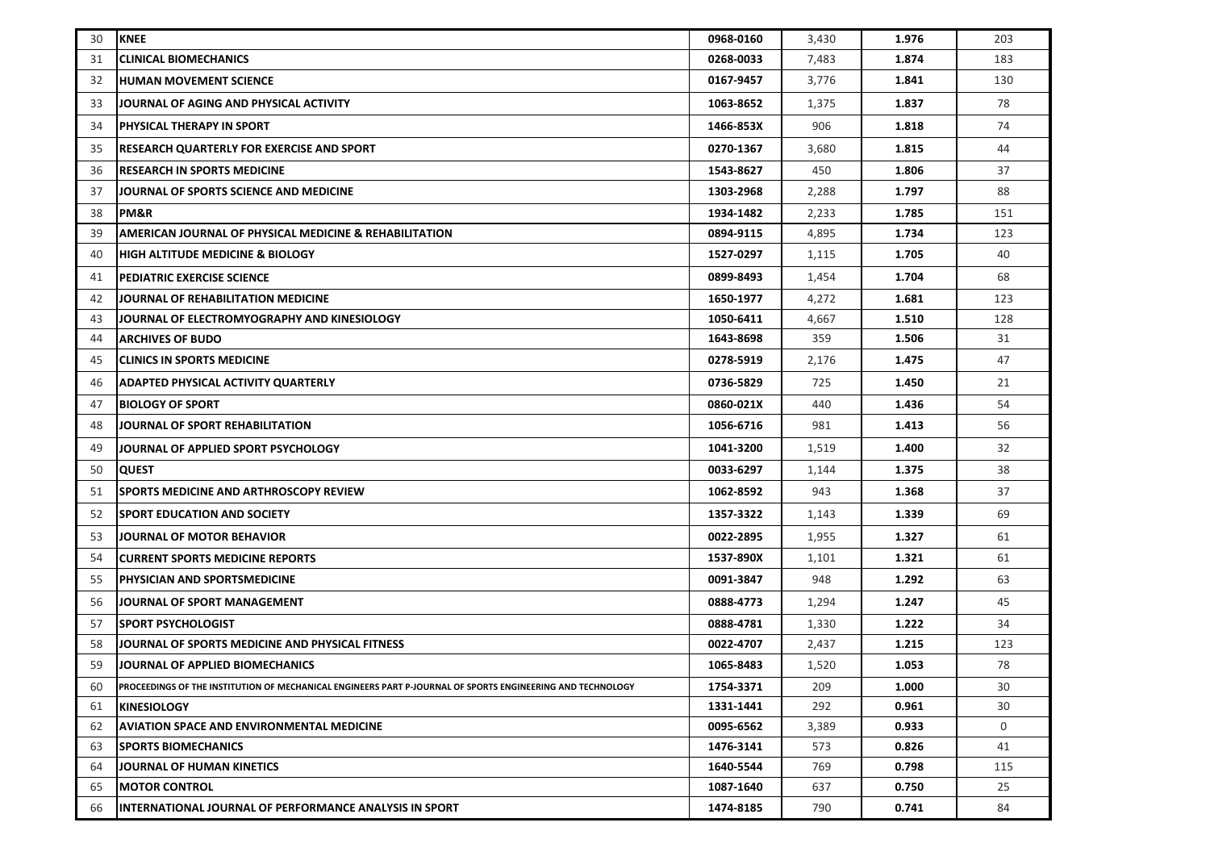| | | | | | |
|---|---|---|---|---|---|
| 30 | **KNEE** | **0968-0160** | 3,430 | **1.976** | 203 |
| 31 | **CLINICAL BIOMECHANICS** | **0268-0033** | 7,483 | **1.874** | 183 |
| 32 | **HUMAN MOVEMENT SCIENCE** | **0167-9457** | 3,776 | **1.841** | 130 |
| 33 | **JOURNAL OF AGING AND PHYSICAL ACTIVITY** | **1063-8652** | 1,375 | **1.837** | 78 |
| 34 | **PHYSICAL THERAPY IN SPORT** | **1466-853X** | 906 | **1.818** | 74 |
| 35 | **RESEARCH QUARTERLY FOR EXERCISE AND SPORT** | **0270-1367** | 3,680 | **1.815** | 44 |
| 36 | **RESEARCH IN SPORTS MEDICINE** | **1543-8627** | 450 | **1.806** | 37 |
| 37 | **JOURNAL OF SPORTS SCIENCE AND MEDICINE** | **1303-2968** | 2,288 | **1.797** | 88 |
| 38 | **PM&R** | **1934-1482** | 2,233 | **1.785** | 151 |
| 39 | **AMERICAN JOURNAL OF PHYSICAL MEDICINE & REHABILITATION** | **0894-9115** | 4,895 | **1.734** | 123 |
| 40 | **HIGH ALTITUDE MEDICINE & BIOLOGY** | **1527-0297** | 1,115 | **1.705** | 40 |
| 41 | **PEDIATRIC EXERCISE SCIENCE** | **0899-8493** | 1,454 | **1.704** | 68 |
| 42 | **JOURNAL OF REHABILITATION MEDICINE** | **1650-1977** | 4,272 | **1.681** | 123 |
| 43 | **JOURNAL OF ELECTROMYOGRAPHY AND KINESIOLOGY** | **1050-6411** | 4,667 | **1.510** | 128 |
| 44 | **ARCHIVES OF BUDO** | **1643-8698** | 359 | **1.506** | 31 |
| 45 | **CLINICS IN SPORTS MEDICINE** | **0278-5919** | 2,176 | **1.475** | 47 |
| 46 | **ADAPTED PHYSICAL ACTIVITY QUARTERLY** | **0736-5829** | 725 | **1.450** | 21 |
| 47 | **BIOLOGY OF SPORT** | **0860-021X** | 440 | **1.436** | 54 |
| 48 | **JOURNAL OF SPORT REHABILITATION** | **1056-6716** | 981 | **1.413** | 56 |
| 49 | **JOURNAL OF APPLIED SPORT PSYCHOLOGY** | **1041-3200** | 1,519 | **1.400** | 32 |
| 50 | **QUEST** | **0033-6297** | 1,144 | **1.375** | 38 |
| 51 | **SPORTS MEDICINE AND ARTHROSCOPY REVIEW** | **1062-8592** | 943 | **1.368** | 37 |
| 52 | **SPORT EDUCATION AND SOCIETY** | **1357-3322** | 1,143 | **1.339** | 69 |
| 53 | **JOURNAL OF MOTOR BEHAVIOR** | **0022-2895** | 1,955 | **1.327** | 61 |
| 54 | **CURRENT SPORTS MEDICINE REPORTS** | **1537-890X** | 1,101 | **1.321** | 61 |
| 55 | **PHYSICIAN AND SPORTSMEDICINE** | **0091-3847** | 948 | **1.292** | 63 |
| 56 | **JOURNAL OF SPORT MANAGEMENT** | **0888-4773** | 1,294 | **1.247** | 45 |
| 57 | **SPORT PSYCHOLOGIST** | **0888-4781** | 1,330 | **1.222** | 34 |
| 58 | **JOURNAL OF SPORTS MEDICINE AND PHYSICAL FITNESS** | **0022-4707** | 2,437 | **1.215** | 123 |
| 59 | **JOURNAL OF APPLIED BIOMECHANICS** | **1065-8483** | 1,520 | **1.053** | 78 |
| 60 | **PROCEEDINGS OF THE INSTITUTION OF MECHANICAL ENGINEERS PART P-JOURNAL OF SPORTS ENGINEERING AND TECHNOLOGY** | **1754-3371** | 209 | **1.000** | 30 |
| 61 | **KINESIOLOGY** | **1331-1441** | 292 | **0.961** | 30 |
| 62 | **AVIATION SPACE AND ENVIRONMENTAL MEDICINE** | **0095-6562** | 3,389 | **0.933** | 0 |
| 63 | **SPORTS BIOMECHANICS** | **1476-3141** | 573 | **0.826** | 41 |
| 64 | **JOURNAL OF HUMAN KINETICS** | **1640-5544** | 769 | **0.798** | 115 |
| 65 | **MOTOR CONTROL** | **1087-1640** | 637 | **0.750** | 25 |
| 66 | **INTERNATIONAL JOURNAL OF PERFORMANCE ANALYSIS IN SPORT** | **1474-8185** | 790 | **0.741** | 84 |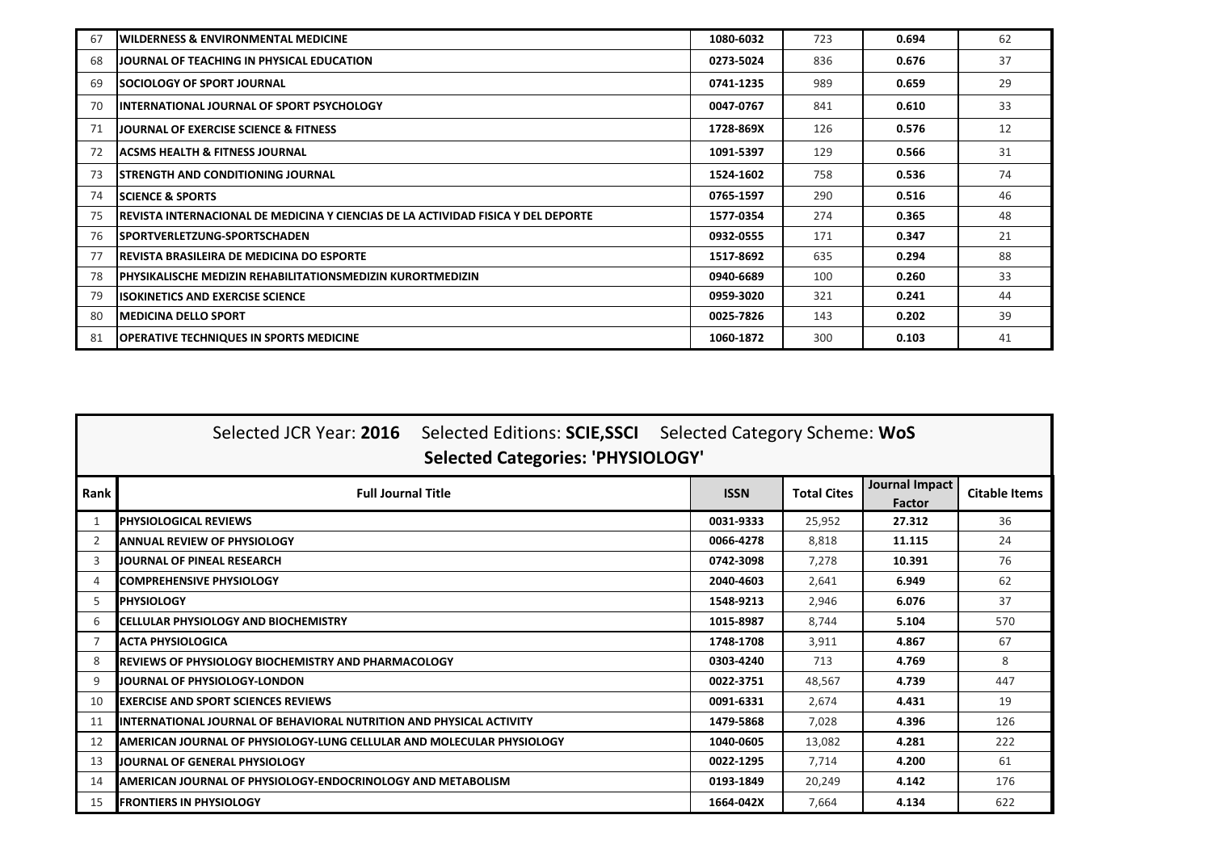| Rank | Full Journal Title | ISSN | Total Cites | Journal Impact Factor | Citable Items |
|---|---|---|---|---|---|
| 67 | **WILDERNESS & ENVIRONMENTAL MEDICINE** | **1080-6032** | 723 | **0.694** | 62 |
| 68 | **JOURNAL OF TEACHING IN PHYSICAL EDUCATION** | **0273-5024** | 836 | **0.676** | 37 |
| 69 | **SOCIOLOGY OF SPORT JOURNAL** | **0741-1235** | 989 | **0.659** | 29 |
| 70 | **INTERNATIONAL JOURNAL OF SPORT PSYCHOLOGY** | **0047-0767** | 841 | **0.610** | 33 |
| 71 | **JOURNAL OF EXERCISE SCIENCE & FITNESS** | **1728-869X** | 126 | **0.576** | 12 |
| 72 | **ACSMS HEALTH & FITNESS JOURNAL** | **1091-5397** | 129 | **0.566** | 31 |
| 73 | **STRENGTH AND CONDITIONING JOURNAL** | **1524-1602** | 758 | **0.536** | 74 |
| 74 | **SCIENCE & SPORTS** | **0765-1597** | 290 | **0.516** | 46 |
| 75 | **REVISTA INTERNACIONAL DE MEDICINA Y CIENCIAS DE LA ACTIVIDAD FISICA Y DEL DEPORTE** | **1577-0354** | 274 | **0.365** | 48 |
| 76 | **SPORTVERLETZUNG-SPORTSCHADEN** | **0932-0555** | 171 | **0.347** | 21 |
| 77 | **REVISTA BRASILEIRA DE MEDICINA DO ESPORTE** | **1517-8692** | 635 | **0.294** | 88 |
| 78 | **PHYSIKALISCHE MEDIZIN REHABILITATIONSMEDIZIN KURORTMEDIZIN** | **0940-6689** | 100 | **0.260** | 33 |
| 79 | **ISOKINETICS AND EXERCISE SCIENCE** | **0959-3020** | 321 | **0.241** | 44 |
| 80 | **MEDICINA DELLO SPORT** | **0025-7826** | 143 | **0.202** | 39 |
| 81 | **OPERATIVE TECHNIQUES IN SPORTS MEDICINE** | **1060-1872** | 300 | **0.103** | 41 |

Selected JCR Year: **2016** Selected Editions: **SCIE,SSCI** Selected Category Scheme: **WoS**

**Selected Categories: 'PHYSIOLOGY'**

| Rank | Full Journal Title | ISSN | Total Cites | Journal Impact Factor | Citable Items |
|---|---|---|---|---|---|
| 1 | **PHYSIOLOGICAL REVIEWS** | **0031-9333** | 25,952 | **27.312** | 36 |
| 2 | **ANNUAL REVIEW OF PHYSIOLOGY** | **0066-4278** | 8,818 | **11.115** | 24 |
| 3 | **JOURNAL OF PINEAL RESEARCH** | **0742-3098** | 7,278 | **10.391** | 76 |
| 4 | **COMPREHENSIVE PHYSIOLOGY** | **2040-4603** | 2,641 | **6.949** | 62 |
| 5 | **PHYSIOLOGY** | **1548-9213** | 2,946 | **6.076** | 37 |
| 6 | **CELLULAR PHYSIOLOGY AND BIOCHEMISTRY** | **1015-8987** | 8,744 | **5.104** | 570 |
| 7 | **ACTA PHYSIOLOGICA** | **1748-1708** | 3,911 | **4.867** | 67 |
| 8 | **REVIEWS OF PHYSIOLOGY BIOCHEMISTRY AND PHARMACOLOGY** | **0303-4240** | 713 | **4.769** | 8 |
| 9 | **JOURNAL OF PHYSIOLOGY-LONDON** | **0022-3751** | 48,567 | **4.739** | 447 |
| 10 | **EXERCISE AND SPORT SCIENCES REVIEWS** | **0091-6331** | 2,674 | **4.431** | 19 |
| 11 | **INTERNATIONAL JOURNAL OF BEHAVIORAL NUTRITION AND PHYSICAL ACTIVITY** | **1479-5868** | 7,028 | **4.396** | 126 |
| 12 | **AMERICAN JOURNAL OF PHYSIOLOGY-LUNG CELLULAR AND MOLECULAR PHYSIOLOGY** | **1040-0605** | 13,082 | **4.281** | 222 |
| 13 | **JOURNAL OF GENERAL PHYSIOLOGY** | **0022-1295** | 7,714 | **4.200** | 61 |
| 14 | **AMERICAN JOURNAL OF PHYSIOLOGY-ENDOCRINOLOGY AND METABOLISM** | **0193-1849** | 20,249 | **4.142** | 176 |
| 15 | **FRONTIERS IN PHYSIOLOGY** | **1664-042X** | 7,664 | **4.134** | 622 |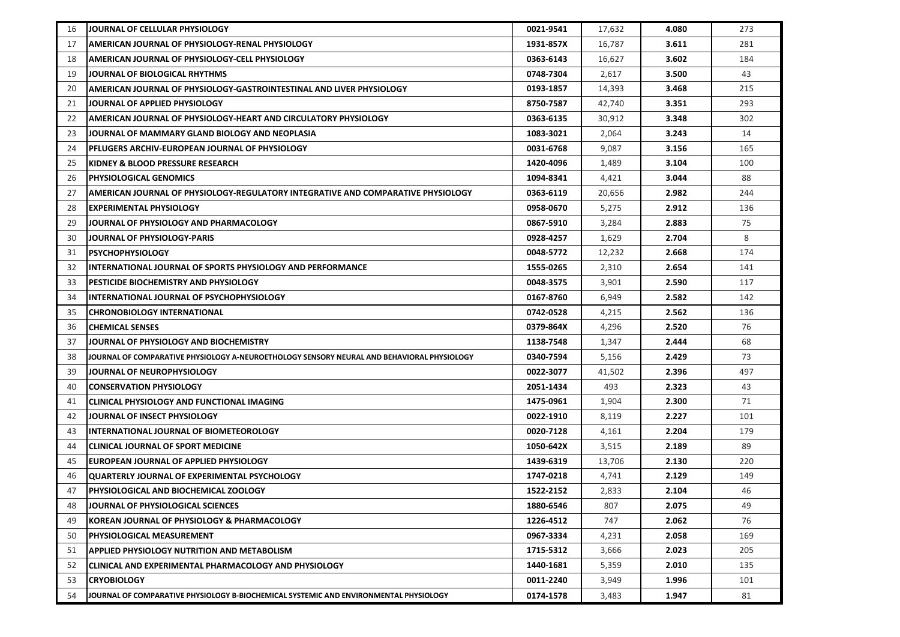| 16 | JOURNAL OF CELLULAR PHYSIOLOGY | 0021-9541 | 17,632 | 4.080 | 273 |
|---|---|---|---|---|---|
| 17 | AMERICAN JOURNAL OF PHYSIOLOGY-RENAL PHYSIOLOGY | 1931-857X | 16,787 | 3.611 | 281 |
| 18 | AMERICAN JOURNAL OF PHYSIOLOGY-CELL PHYSIOLOGY | 0363-6143 | 16,627 | 3.602 | 184 |
| 19 | JOURNAL OF BIOLOGICAL RHYTHMS | 0748-7304 | 2,617 | 3.500 | 43 |
| 20 | AMERICAN JOURNAL OF PHYSIOLOGY-GASTROINTESTINAL AND LIVER PHYSIOLOGY | 0193-1857 | 14,393 | 3.468 | 215 |
| 21 | JOURNAL OF APPLIED PHYSIOLOGY | 8750-7587 | 42,740 | 3.351 | 293 |
| 22 | AMERICAN JOURNAL OF PHYSIOLOGY-HEART AND CIRCULATORY PHYSIOLOGY | 0363-6135 | 30,912 | 3.348 | 302 |
| 23 | JOURNAL OF MAMMARY GLAND BIOLOGY AND NEOPLASIA | 1083-3021 | 2,064 | 3.243 | 14 |
| 24 | PFLUGERS ARCHIV-EUROPEAN JOURNAL OF PHYSIOLOGY | 0031-6768 | 9,087 | 3.156 | 165 |
| 25 | KIDNEY & BLOOD PRESSURE RESEARCH | 1420-4096 | 1,489 | 3.104 | 100 |
| 26 | PHYSIOLOGICAL GENOMICS | 1094-8341 | 4,421 | 3.044 | 88 |
| 27 | AMERICAN JOURNAL OF PHYSIOLOGY-REGULATORY INTEGRATIVE AND COMPARATIVE PHYSIOLOGY | 0363-6119 | 20,656 | 2.982 | 244 |
| 28 | EXPERIMENTAL PHYSIOLOGY | 0958-0670 | 5,275 | 2.912 | 136 |
| 29 | JOURNAL OF PHYSIOLOGY AND PHARMACOLOGY | 0867-5910 | 3,284 | 2.883 | 75 |
| 30 | JOURNAL OF PHYSIOLOGY-PARIS | 0928-4257 | 1,629 | 2.704 | 8 |
| 31 | PSYCHOPHYSIOLOGY | 0048-5772 | 12,232 | 2.668 | 174 |
| 32 | INTERNATIONAL JOURNAL OF SPORTS PHYSIOLOGY AND PERFORMANCE | 1555-0265 | 2,310 | 2.654 | 141 |
| 33 | PESTICIDE BIOCHEMISTRY AND PHYSIOLOGY | 0048-3575 | 3,901 | 2.590 | 117 |
| 34 | INTERNATIONAL JOURNAL OF PSYCHOPHYSIOLOGY | 0167-8760 | 6,949 | 2.582 | 142 |
| 35 | CHRONOBIOLOGY INTERNATIONAL | 0742-0528 | 4,215 | 2.562 | 136 |
| 36 | CHEMICAL SENSES | 0379-864X | 4,296 | 2.520 | 76 |
| 37 | JOURNAL OF PHYSIOLOGY AND BIOCHEMISTRY | 1138-7548 | 1,347 | 2.444 | 68 |
| 38 | JOURNAL OF COMPARATIVE PHYSIOLOGY A-NEUROETHOLOGY SENSORY NEURAL AND BEHAVIORAL PHYSIOLOGY | 0340-7594 | 5,156 | 2.429 | 73 |
| 39 | JOURNAL OF NEUROPHYSIOLOGY | 0022-3077 | 41,502 | 2.396 | 497 |
| 40 | CONSERVATION PHYSIOLOGY | 2051-1434 | 493 | 2.323 | 43 |
| 41 | CLINICAL PHYSIOLOGY AND FUNCTIONAL IMAGING | 1475-0961 | 1,904 | 2.300 | 71 |
| 42 | JOURNAL OF INSECT PHYSIOLOGY | 0022-1910 | 8,119 | 2.227 | 101 |
| 43 | INTERNATIONAL JOURNAL OF BIOMETEOROLOGY | 0020-7128 | 4,161 | 2.204 | 179 |
| 44 | CLINICAL JOURNAL OF SPORT MEDICINE | 1050-642X | 3,515 | 2.189 | 89 |
| 45 | EUROPEAN JOURNAL OF APPLIED PHYSIOLOGY | 1439-6319 | 13,706 | 2.130 | 220 |
| 46 | QUARTERLY JOURNAL OF EXPERIMENTAL PSYCHOLOGY | 1747-0218 | 4,741 | 2.129 | 149 |
| 47 | PHYSIOLOGICAL AND BIOCHEMICAL ZOOLOGY | 1522-2152 | 2,833 | 2.104 | 46 |
| 48 | JOURNAL OF PHYSIOLOGICAL SCIENCES | 1880-6546 | 807 | 2.075 | 49 |
| 49 | KOREAN JOURNAL OF PHYSIOLOGY & PHARMACOLOGY | 1226-4512 | 747 | 2.062 | 76 |
| 50 | PHYSIOLOGICAL MEASUREMENT | 0967-3334 | 4,231 | 2.058 | 169 |
| 51 | APPLIED PHYSIOLOGY NUTRITION AND METABOLISM | 1715-5312 | 3,666 | 2.023 | 205 |
| 52 | CLINICAL AND EXPERIMENTAL PHARMACOLOGY AND PHYSIOLOGY | 1440-1681 | 5,359 | 2.010 | 135 |
| 53 | CRYOBIOLOGY | 0011-2240 | 3,949 | 1.996 | 101 |
| 54 | JOURNAL OF COMPARATIVE PHYSIOLOGY B-BIOCHEMICAL SYSTEMIC AND ENVIRONMENTAL PHYSIOLOGY | 0174-1578 | 3,483 | 1.947 | 81 |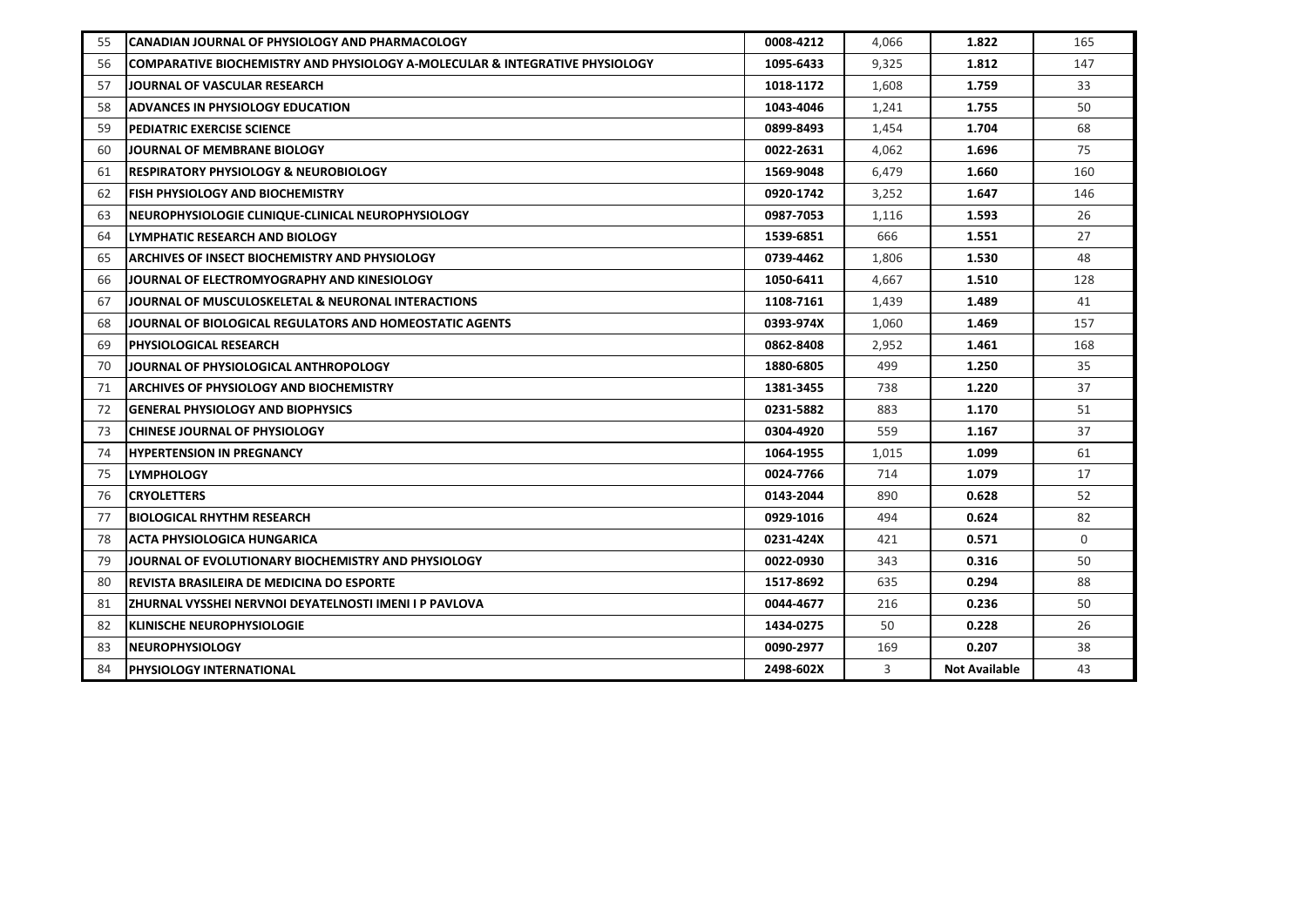| 55 | CANADIAN JOURNAL OF PHYSIOLOGY AND PHARMACOLOGY | 0008-4212 | 4,066 | 1.822 | 165 |
|---|---|---|---|---|---|
| 56 | COMPARATIVE BIOCHEMISTRY AND PHYSIOLOGY A-MOLECULAR & INTEGRATIVE PHYSIOLOGY | 1095-6433 | 9,325 | 1.812 | 147 |
| 57 | JOURNAL OF VASCULAR RESEARCH | 1018-1172 | 1,608 | 1.759 | 33 |
| 58 | ADVANCES IN PHYSIOLOGY EDUCATION | 1043-4046 | 1,241 | 1.755 | 50 |
| 59 | PEDIATRIC EXERCISE SCIENCE | 0899-8493 | 1,454 | 1.704 | 68 |
| 60 | JOURNAL OF MEMBRANE BIOLOGY | 0022-2631 | 4,062 | 1.696 | 75 |
| 61 | RESPIRATORY PHYSIOLOGY & NEUROBIOLOGY | 1569-9048 | 6,479 | 1.660 | 160 |
| 62 | FISH PHYSIOLOGY AND BIOCHEMISTRY | 0920-1742 | 3,252 | 1.647 | 146 |
| 63 | NEUROPHYSIOLOGIE CLINIQUE-CLINICAL NEUROPHYSIOLOGY | 0987-7053 | 1,116 | 1.593 | 26 |
| 64 | LYMPHATIC RESEARCH AND BIOLOGY | 1539-6851 | 666 | 1.551 | 27 |
| 65 | ARCHIVES OF INSECT BIOCHEMISTRY AND PHYSIOLOGY | 0739-4462 | 1,806 | 1.530 | 48 |
| 66 | JOURNAL OF ELECTROMYOGRAPHY AND KINESIOLOGY | 1050-6411 | 4,667 | 1.510 | 128 |
| 67 | JOURNAL OF MUSCULOSKELETAL & NEURONAL INTERACTIONS | 1108-7161 | 1,439 | 1.489 | 41 |
| 68 | JOURNAL OF BIOLOGICAL REGULATORS AND HOMEOSTATIC AGENTS | 0393-974X | 1,060 | 1.469 | 157 |
| 69 | PHYSIOLOGICAL RESEARCH | 0862-8408 | 2,952 | 1.461 | 168 |
| 70 | JOURNAL OF PHYSIOLOGICAL ANTHROPOLOGY | 1880-6805 | 499 | 1.250 | 35 |
| 71 | ARCHIVES OF PHYSIOLOGY AND BIOCHEMISTRY | 1381-3455 | 738 | 1.220 | 37 |
| 72 | GENERAL PHYSIOLOGY AND BIOPHYSICS | 0231-5882 | 883 | 1.170 | 51 |
| 73 | CHINESE JOURNAL OF PHYSIOLOGY | 0304-4920 | 559 | 1.167 | 37 |
| 74 | HYPERTENSION IN PREGNANCY | 1064-1955 | 1,015 | 1.099 | 61 |
| 75 | LYMPHOLOGY | 0024-7766 | 714 | 1.079 | 17 |
| 76 | CRYOLETTERS | 0143-2044 | 890 | 0.628 | 52 |
| 77 | BIOLOGICAL RHYTHM RESEARCH | 0929-1016 | 494 | 0.624 | 82 |
| 78 | ACTA PHYSIOLOGICA HUNGARICA | 0231-424X | 421 | 0.571 | 0 |
| 79 | JOURNAL OF EVOLUTIONARY BIOCHEMISTRY AND PHYSIOLOGY | 0022-0930 | 343 | 0.316 | 50 |
| 80 | REVISTA BRASILEIRA DE MEDICINA DO ESPORTE | 1517-8692 | 635 | 0.294 | 88 |
| 81 | ZHURNAL VYSSHEI NERVNOI DEYATELNOSTI IMENI I P PAVLOVA | 0044-4677 | 216 | 0.236 | 50 |
| 82 | KLINISCHE NEUROPHYSIOLOGIE | 1434-0275 | 50 | 0.228 | 26 |
| 83 | NEUROPHYSIOLOGY | 0090-2977 | 169 | 0.207 | 38 |
| 84 | PHYSIOLOGY INTERNATIONAL | 2498-602X | 3 | Not Available | 43 |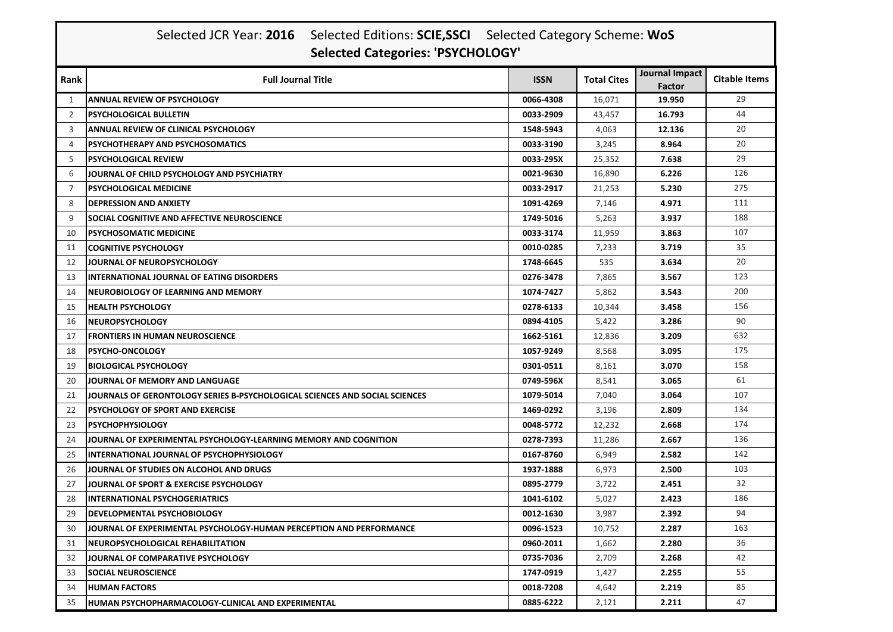Selected JCR Year: **2016** Selected Editions: **SCIE,SSCI** Selected Category Scheme: **WoS**

**Selected Categories: 'PSYCHOLOGY'**

| Rank | Full Journal Title | ISSN | Total Cites | Journal Impact Factor | Citable Items |
|---|---|---|---|---|---|
| 1 | ANNUAL REVIEW OF PSYCHOLOGY | 0066-4308 | 16,071 | 19.950 | 29 |
| 2 | PSYCHOLOGICAL BULLETIN | 0033-2909 | 43,457 | 16.793 | 44 |
| 3 | ANNUAL REVIEW OF CLINICAL PSYCHOLOGY | 1548-5943 | 4,063 | 12.136 | 20 |
| 4 | PSYCHOTHERAPY AND PSYCHOSOMATICS | 0033-3190 | 3,245 | 8.964 | 20 |
| 5 | PSYCHOLOGICAL REVIEW | 0033-295X | 25,352 | 7.638 | 29 |
| 6 | JOURNAL OF CHILD PSYCHOLOGY AND PSYCHIATRY | 0021-9630 | 16,890 | 6.226 | 126 |
| 7 | PSYCHOLOGICAL MEDICINE | 0033-2917 | 21,253 | 5.230 | 275 |
| 8 | DEPRESSION AND ANXIETY | 1091-4269 | 7,146 | 4.971 | 111 |
| 9 | SOCIAL COGNITIVE AND AFFECTIVE NEUROSCIENCE | 1749-5016 | 5,263 | 3.937 | 188 |
| 10 | PSYCHOSOMATIC MEDICINE | 0033-3174 | 11,959 | 3.863 | 107 |
| 11 | COGNITIVE PSYCHOLOGY | 0010-0285 | 7,233 | 3.719 | 35 |
| 12 | JOURNAL OF NEUROPSYCHOLOGY | 1748-6645 | 535 | 3.634 | 20 |
| 13 | INTERNATIONAL JOURNAL OF EATING DISORDERS | 0276-3478 | 7,865 | 3.567 | 123 |
| 14 | NEUROBIOLOGY OF LEARNING AND MEMORY | 1074-7427 | 5,862 | 3.543 | 200 |
| 15 | HEALTH PSYCHOLOGY | 0278-6133 | 10,344 | 3.458 | 156 |
| 16 | NEUROPSYCHOLOGY | 0894-4105 | 5,422 | 3.286 | 90 |
| 17 | FRONTIERS IN HUMAN NEUROSCIENCE | 1662-5161 | 12,836 | 3.209 | 632 |
| 18 | PSYCHO-ONCOLOGY | 1057-9249 | 8,568 | 3.095 | 175 |
| 19 | BIOLOGICAL PSYCHOLOGY | 0301-0511 | 8,161 | 3.070 | 158 |
| 20 | JOURNAL OF MEMORY AND LANGUAGE | 0749-596X | 8,541 | 3.065 | 61 |
| 21 | JOURNALS OF GERONTOLOGY SERIES B-PSYCHOLOGICAL SCIENCES AND SOCIAL SCIENCES | 1079-5014 | 7,040 | 3.064 | 107 |
| 22 | PSYCHOLOGY OF SPORT AND EXERCISE | 1469-0292 | 3,196 | 2.809 | 134 |
| 23 | PSYCHOPHYSIOLOGY | 0048-5772 | 12,232 | 2.668 | 174 |
| 24 | JOURNAL OF EXPERIMENTAL PSYCHOLOGY-LEARNING MEMORY AND COGNITION | 0278-7393 | 11,286 | 2.667 | 136 |
| 25 | INTERNATIONAL JOURNAL OF PSYCHOPHYSIOLOGY | 0167-8760 | 6,949 | 2.582 | 142 |
| 26 | JOURNAL OF STUDIES ON ALCOHOL AND DRUGS | 1937-1888 | 6,973 | 2.500 | 103 |
| 27 | JOURNAL OF SPORT & EXERCISE PSYCHOLOGY | 0895-2779 | 3,722 | 2.451 | 32 |
| 28 | INTERNATIONAL PSYCHOGERIATRICS | 1041-6102 | 5,027 | 2.423 | 186 |
| 29 | DEVELOPMENTAL PSYCHOBIOLOGY | 0012-1630 | 3,987 | 2.392 | 94 |
| 30 | JOURNAL OF EXPERIMENTAL PSYCHOLOGY-HUMAN PERCEPTION AND PERFORMANCE | 0096-1523 | 10,752 | 2.287 | 163 |
| 31 | NEUROPSYCHOLOGICAL REHABILITATION | 0960-2011 | 1,662 | 2.280 | 36 |
| 32 | JOURNAL OF COMPARATIVE PSYCHOLOGY | 0735-7036 | 2,709 | 2.268 | 42 |
| 33 | SOCIAL NEUROSCIENCE | 1747-0919 | 1,427 | 2.255 | 55 |
| 34 | HUMAN FACTORS | 0018-7208 | 4,642 | 2.219 | 85 |
| 35 | HUMAN PSYCHOPHARMACOLOGY-CLINICAL AND EXPERIMENTAL | 0885-6222 | 2,121 | 2.211 | 47 |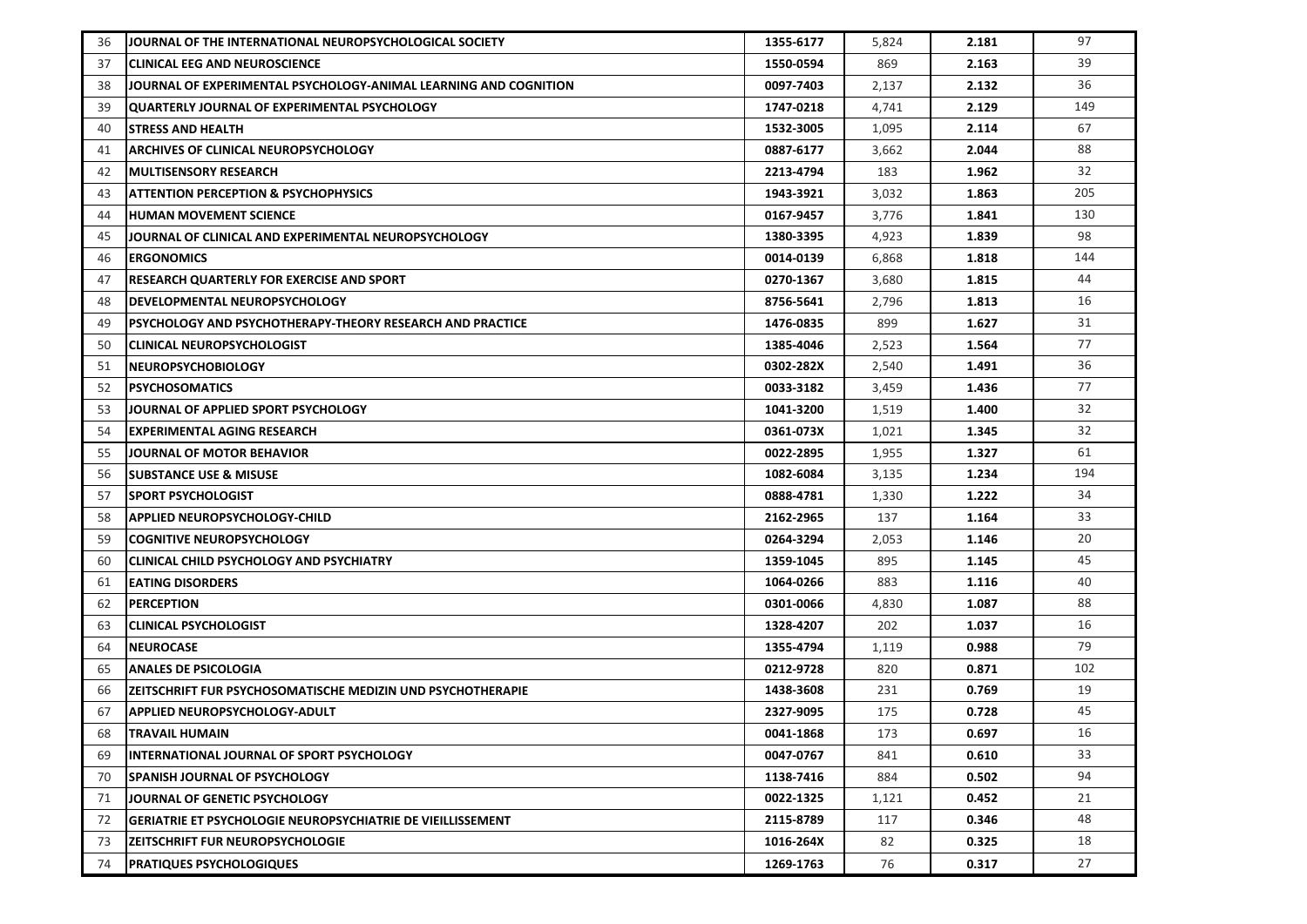| 36 | JOURNAL OF THE INTERNATIONAL NEUROPSYCHOLOGICAL SOCIETY | 1355-6177 | 5,824 | 2.181 | 97 |
|---|---|---|---|---|---|
| 37 | CLINICAL EEG AND NEUROSCIENCE | 1550-0594 | 869 | 2.163 | 39 |
| 38 | JOURNAL OF EXPERIMENTAL PSYCHOLOGY-ANIMAL LEARNING AND COGNITION | 0097-7403 | 2,137 | 2.132 | 36 |
| 39 | QUARTERLY JOURNAL OF EXPERIMENTAL PSYCHOLOGY | 1747-0218 | 4,741 | 2.129 | 149 |
| 40 | STRESS AND HEALTH | 1532-3005 | 1,095 | 2.114 | 67 |
| 41 | ARCHIVES OF CLINICAL NEUROPSYCHOLOGY | 0887-6177 | 3,662 | 2.044 | 88 |
| 42 | MULTISENSORY RESEARCH | 2213-4794 | 183 | 1.962 | 32 |
| 43 | ATTENTION PERCEPTION & PSYCHOPHYSICS | 1943-3921 | 3,032 | 1.863 | 205 |
| 44 | HUMAN MOVEMENT SCIENCE | 0167-9457 | 3,776 | 1.841 | 130 |
| 45 | JOURNAL OF CLINICAL AND EXPERIMENTAL NEUROPSYCHOLOGY | 1380-3395 | 4,923 | 1.839 | 98 |
| 46 | ERGONOMICS | 0014-0139 | 6,868 | 1.818 | 144 |
| 47 | RESEARCH QUARTERLY FOR EXERCISE AND SPORT | 0270-1367 | 3,680 | 1.815 | 44 |
| 48 | DEVELOPMENTAL NEUROPSYCHOLOGY | 8756-5641 | 2,796 | 1.813 | 16 |
| 49 | PSYCHOLOGY AND PSYCHOTHERAPY-THEORY RESEARCH AND PRACTICE | 1476-0835 | 899 | 1.627 | 31 |
| 50 | CLINICAL NEUROPSYCHOLOGIST | 1385-4046 | 2,523 | 1.564 | 77 |
| 51 | NEUROPSYCHOBIOLOGY | 0302-282X | 2,540 | 1.491 | 36 |
| 52 | PSYCHOSOMATICS | 0033-3182 | 3,459 | 1.436 | 77 |
| 53 | JOURNAL OF APPLIED SPORT PSYCHOLOGY | 1041-3200 | 1,519 | 1.400 | 32 |
| 54 | EXPERIMENTAL AGING RESEARCH | 0361-073X | 1,021 | 1.345 | 32 |
| 55 | JOURNAL OF MOTOR BEHAVIOR | 0022-2895 | 1,955 | 1.327 | 61 |
| 56 | SUBSTANCE USE & MISUSE | 1082-6084 | 3,135 | 1.234 | 194 |
| 57 | SPORT PSYCHOLOGIST | 0888-4781 | 1,330 | 1.222 | 34 |
| 58 | APPLIED NEUROPSYCHOLOGY-CHILD | 2162-2965 | 137 | 1.164 | 33 |
| 59 | COGNITIVE NEUROPSYCHOLOGY | 0264-3294 | 2,053 | 1.146 | 20 |
| 60 | CLINICAL CHILD PSYCHOLOGY AND PSYCHIATRY | 1359-1045 | 895 | 1.145 | 45 |
| 61 | EATING DISORDERS | 1064-0266 | 883 | 1.116 | 40 |
| 62 | PERCEPTION | 0301-0066 | 4,830 | 1.087 | 88 |
| 63 | CLINICAL PSYCHOLOGIST | 1328-4207 | 202 | 1.037 | 16 |
| 64 | NEUROCASE | 1355-4794 | 1,119 | 0.988 | 79 |
| 65 | ANALES DE PSICOLOGIA | 0212-9728 | 820 | 0.871 | 102 |
| 66 | ZEITSCHRIFT FUR PSYCHOSOMATISCHE MEDIZIN UND PSYCHOTHERAPIE | 1438-3608 | 231 | 0.769 | 19 |
| 67 | APPLIED NEUROPSYCHOLOGY-ADULT | 2327-9095 | 175 | 0.728 | 45 |
| 68 | TRAVAIL HUMAIN | 0041-1868 | 173 | 0.697 | 16 |
| 69 | INTERNATIONAL JOURNAL OF SPORT PSYCHOLOGY | 0047-0767 | 841 | 0.610 | 33 |
| 70 | SPANISH JOURNAL OF PSYCHOLOGY | 1138-7416 | 884 | 0.502 | 94 |
| 71 | JOURNAL OF GENETIC PSYCHOLOGY | 0022-1325 | 1,121 | 0.452 | 21 |
| 72 | GERIATRIE ET PSYCHOLOGIE NEUROPSYCHIATRIE DE VIEILLISSEMENT | 2115-8789 | 117 | 0.346 | 48 |
| 73 | ZEITSCHRIFT FUR NEUROPSYCHOLOGIE | 1016-264X | 82 | 0.325 | 18 |
| 74 | PRATIQUES PSYCHOLOGIQUES | 1269-1763 | 76 | 0.317 | 27 |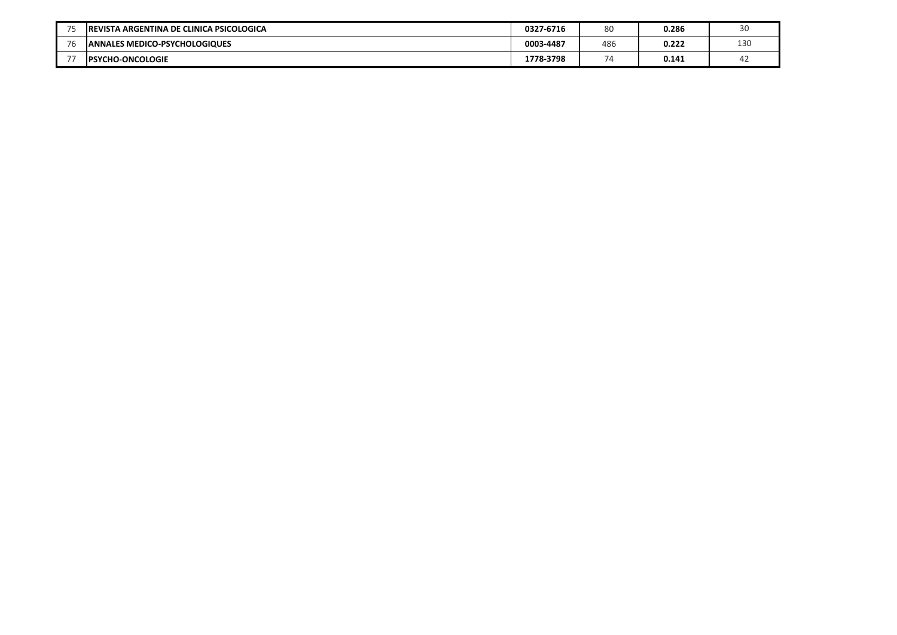| | | | | | |
|---|---|---|---|---|---|
| 75 | **REVISTA ARGENTINA DE CLINICA PSICOLOGICA** | **0327-6716** | 80 | **0.286** | 30 |
| 76 | **ANNALES MEDICO-PSYCHOLOGIQUES** | **0003-4487** | 486 | **0.222** | 130 |
| 77 | **PSYCHO-ONCOLOGIE** | **1778-3798** | 74 | **0.141** | 42 |